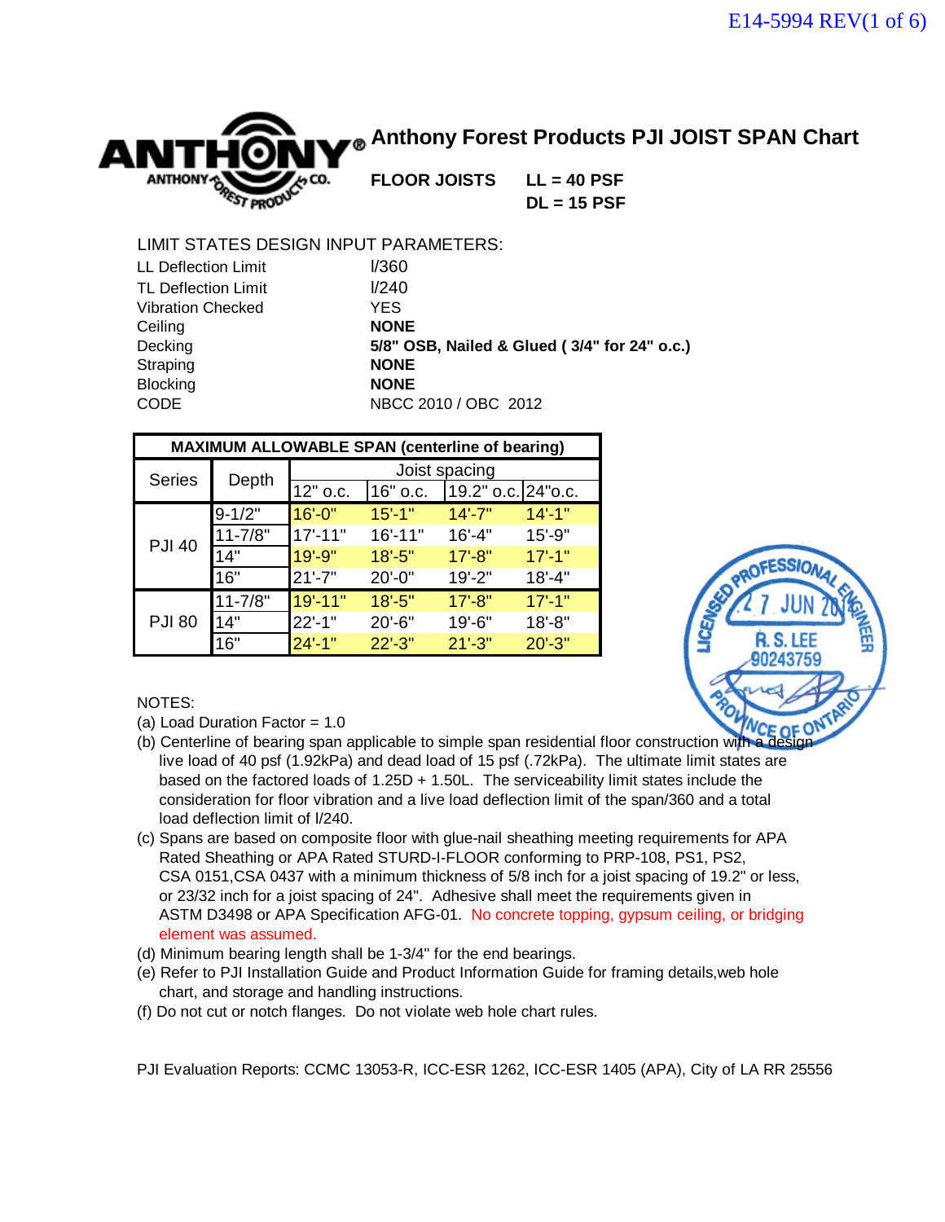# Anthony Forest Products PJI JOIST SPAN Chart

**FLOOR JOISTS** **LL = 40 PSF**
**DL = 15 PSF**

LIMIT STATES DESIGN INPUT PARAMETERS:

| | |
|---|---|
| LL Deflection Limit | l/360 |
| TL Deflection Limit | l/240 |
| Vibration Checked | YES |
| Ceiling | **NONE** |
| Decking | **5/8" OSB, Nailed & Glued ( 3/4" for 24" o.c.)** |
| Straping | **NONE** |
| Blocking | **NONE** |
| CODE | NBCC 2010 / OBC 2012 |

**MAXIMUM ALLOWABLE SPAN (centerline of bearing)**

| Series | Depth | Joist spacing | | | |
|---|---|---|---|---|---|
| | | 12" o.c. | 16" o.c. | 19.2" o.c. | 24"o.c. |
| PJI 40 | 9-1/2" | 16'-0" | 15'-1" | 14'-7" | 14'-1" |
| | 11-7/8" | 17'-11" | 16'-11" | 16'-4" | 15'-9" |
| | 14" | 19'-9" | 18'-5" | 17'-8" | 17'-1" |
| | 16" | 21'-7" | 20'-0" | 19'-2" | 18'-4" |
| PJI 80 | 11-7/8" | 19'-11" | 18'-5" | 17'-8" | 17'-1" |
| | 14" | 22'-1" | 20'-6" | 19'-6" | 18'-8" |
| | 16" | 24'-1" | 22'-3" | 21'-3" | 20'-3" |

NOTES:

(a) Load Duration Factor = 1.0

(b) Centerline of bearing span applicable to simple span residential floor construction with a design live load of 40 psf (1.92kPa) and dead load of 15 psf (.72kPa). The ultimate limit states are based on the factored loads of 1.25D + 1.50L. The serviceability limit states include the consideration for floor vibration and a live load deflection limit of the span/360 and a total load deflection limit of l/240.

(c) Spans are based on composite floor with glue-nail sheathing meeting requirements for APA Rated Sheathing or APA Rated STURD-I-FLOOR conforming to PRP-108, PS1, PS2, CSA 0151,CSA 0437 with a minimum thickness of 5/8 inch for a joist spacing of 19.2" or less, or 23/32 inch for a joist spacing of 24". Adhesive shall meet the requirements given in ASTM D3498 or APA Specification AFG-01. No concrete topping, gypsum ceiling, or bridging element was assumed.

(d) Minimum bearing length shall be 1-3/4" for the end bearings.

(e) Refer to PJI Installation Guide and Product Information Guide for framing details,web hole chart, and storage and handling instructions.

(f) Do not cut or notch flanges. Do not violate web hole chart rules.

PJI Evaluation Reports: CCMC 13053-R, ICC-ESR 1262, ICC-ESR 1405 (APA), City of LA RR 25556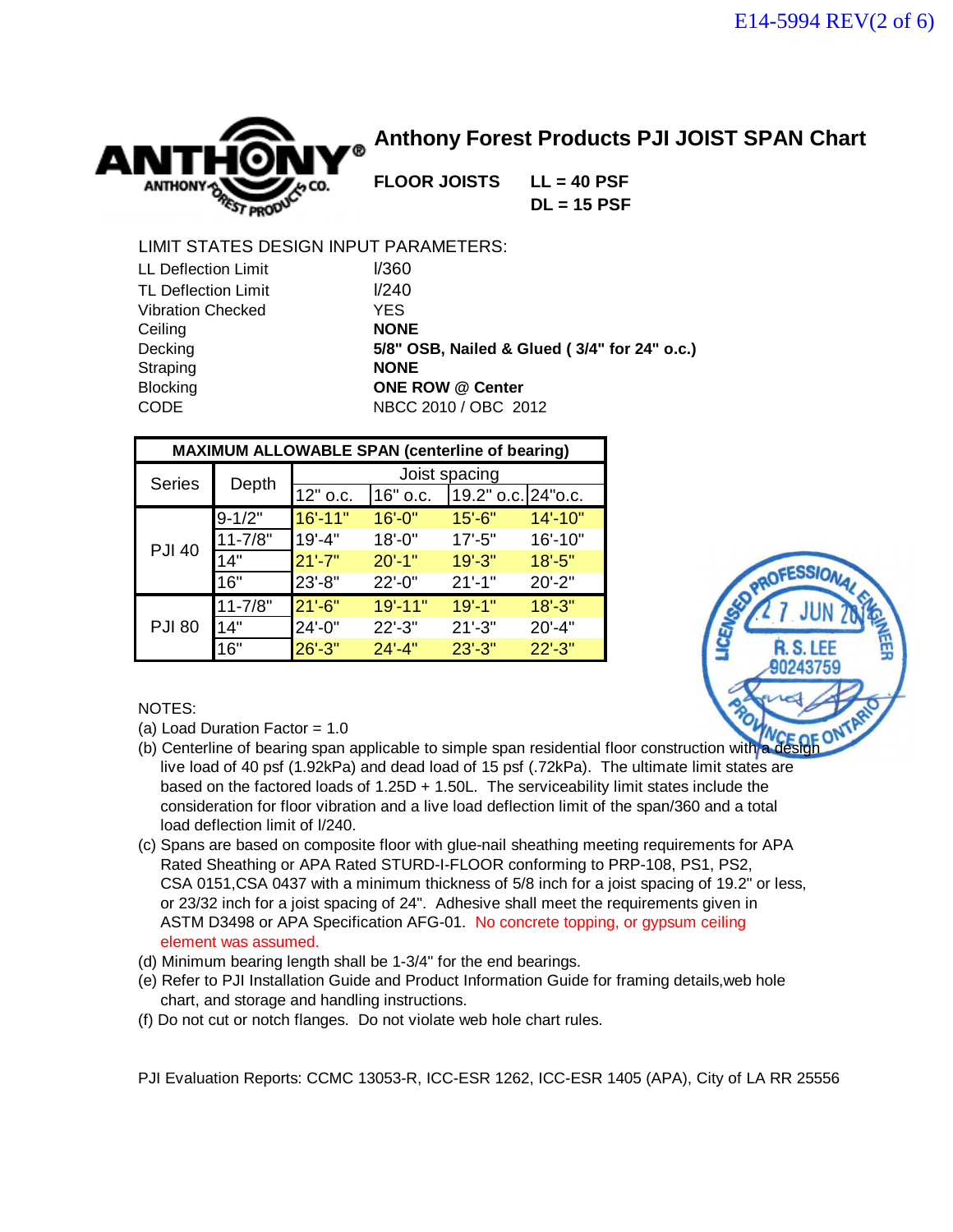# Anthony Forest Products PJI JOIST SPAN Chart

**FLOOR JOISTS** **LL = 40 PSF**
**DL = 15 PSF**

LIMIT STATES DESIGN INPUT PARAMETERS:

| | |
|---|---|
| LL Deflection Limit | l/360 |
| TL Deflection Limit | l/240 |
| Vibration Checked | YES |
| Ceiling | **NONE** |
| Decking | **5/8" OSB, Nailed & Glued ( 3/4" for 24" o.c.)** |
| Straping | **NONE** |
| Blocking | **ONE ROW @ Center** |
| CODE | NBCC 2010 / OBC 2012 |

**MAXIMUM ALLOWABLE SPAN (centerline of bearing)**

| Series | Depth | Joist spacing | | | |
|---|---|---|---|---|---|
| | | 12" o.c. | 16" o.c. | 19.2" o.c. | 24"o.c. |
| PJI 40 | 9-1/2" | 16'-11" | 16'-0" | 15'-6" | 14'-10" |
| | 11-7/8" | 19'-4" | 18'-0" | 17'-5" | 16'-10" |
| | 14" | 21'-7" | 20'-1" | 19'-3" | 18'-5" |
| | 16" | 23'-8" | 22'-0" | 21'-1" | 20'-2" |
| PJI 80 | 11-7/8" | 21'-6" | 19'-11" | 19'-1" | 18'-3" |
| | 14" | 24'-0" | 22'-3" | 21'-3" | 20'-4" |
| | 16" | 26'-3" | 24'-4" | 23'-3" | 22'-3" |

LICENSED PROFESSIONAL ENGINEER
27 JUN 20..
R. S. LEE
90243759
PROVINCE OF ONTARIO

NOTES:

(a) Load Duration Factor = 1.0

(b) Centerline of bearing span applicable to simple span residential floor construction with a design live load of 40 psf (1.92kPa) and dead load of 15 psf (.72kPa). The ultimate limit states are based on the factored loads of 1.25D + 1.50L. The serviceability limit states include the consideration for floor vibration and a live load deflection limit of the span/360 and a total load deflection limit of l/240.

(c) Spans are based on composite floor with glue-nail sheathing meeting requirements for APA Rated Sheathing or APA Rated STURD-I-FLOOR conforming to PRP-108, PS1, PS2, CSA 0151,CSA 0437 with a minimum thickness of 5/8 inch for a joist spacing of 19.2" or less, or 23/32 inch for a joist spacing of 24". Adhesive shall meet the requirements given in ASTM D3498 or APA Specification AFG-01. No concrete topping, or gypsum ceiling element was assumed.

(d) Minimum bearing length shall be 1-3/4" for the end bearings.

(e) Refer to PJI Installation Guide and Product Information Guide for framing details,web hole chart, and storage and handling instructions.

(f) Do not cut or notch flanges. Do not violate web hole chart rules.

PJI Evaluation Reports: CCMC 13053-R, ICC-ESR 1262, ICC-ESR 1405 (APA), City of LA RR 25556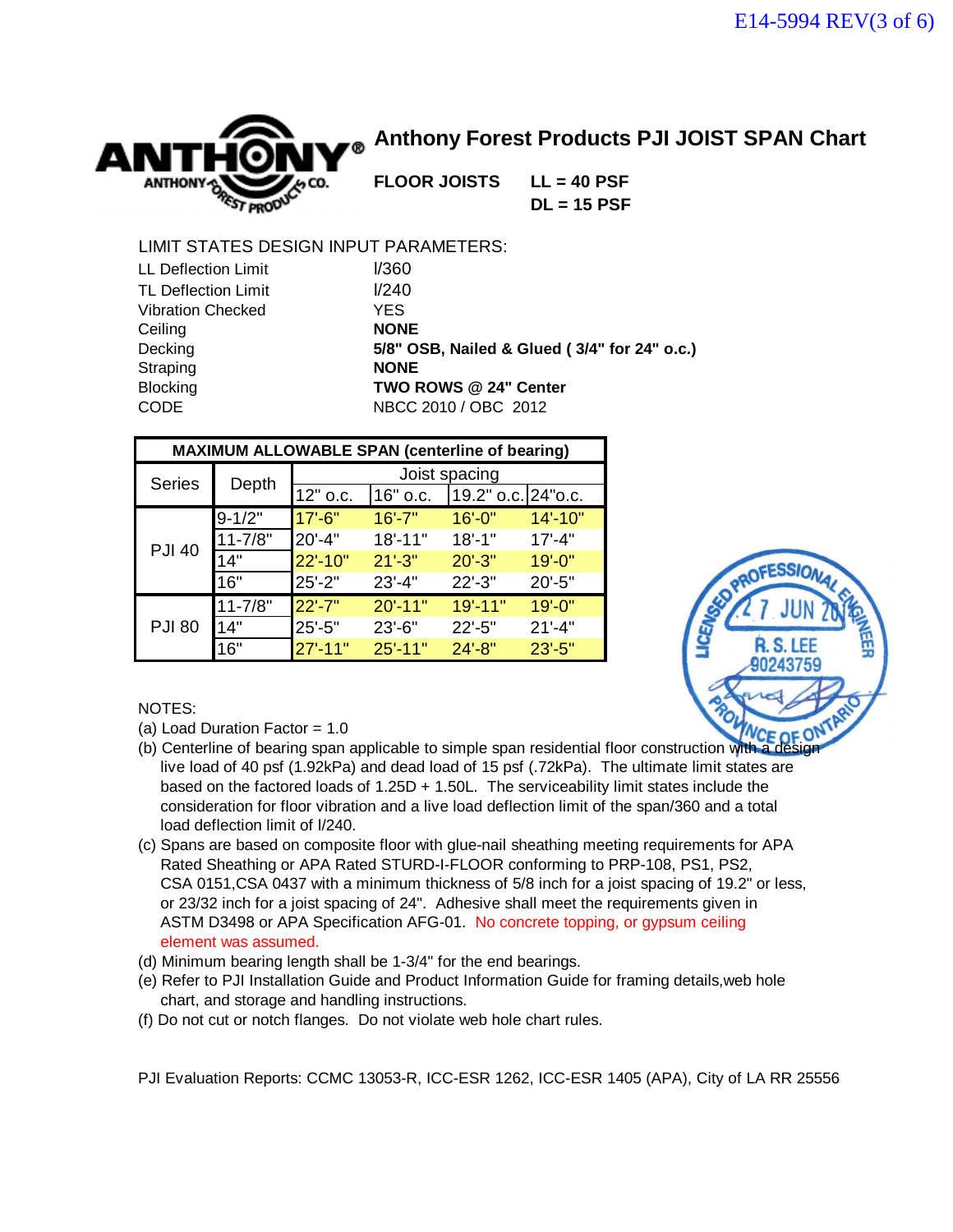# Anthony Forest Products PJI JOIST SPAN Chart

**FLOOR JOISTS** **LL = 40 PSF**
**DL = 15 PSF**

LIMIT STATES DESIGN INPUT PARAMETERS:

| | |
|---|---|
| LL Deflection Limit | l/360 |
| TL Deflection Limit | l/240 |
| Vibration Checked | YES |
| Ceiling | **NONE** |
| Decking | **5/8" OSB, Nailed & Glued ( 3/4" for 24" o.c.)** |
| Straping | **NONE** |
| Blocking | **TWO ROWS @ 24" Center** |
| CODE | NBCC 2010 / OBC 2012 |

**MAXIMUM ALLOWABLE SPAN (centerline of bearing)**

| Series | Depth | Joist spacing | | | |
|---|---|---|---|---|---|
| | | 12" o.c. | 16" o.c. | 19.2" o.c. | 24"o.c. |
| PJI 40 | 9-1/2" | 17'-6" | 16'-7" | 16'-0" | 14'-10" |
| | 11-7/8" | 20'-4" | 18'-11" | 18'-1" | 17'-4" |
| | 14" | 22'-10" | 21'-3" | 20'-3" | 19'-0" |
| | 16" | 25'-2" | 23'-4" | 22'-3" | 20'-5" |
| PJI 80 | 11-7/8" | 22'-7" | 20'-11" | 19'-11" | 19'-0" |
| | 14" | 25'-5" | 23'-6" | 22'-5" | 21'-4" |
| | 16" | 27'-11" | 25'-11" | 24'-8" | 23'-5" |

LICENSED PROFESSIONAL ENGINEER
27 JUN 20..
R. S. LEE
90243759
PROVINCE OF ONTARIO

NOTES:

(a) Load Duration Factor = 1.0

(b) Centerline of bearing span applicable to simple span residential floor construction with a design live load of 40 psf (1.92kPa) and dead load of 15 psf (.72kPa). The ultimate limit states are based on the factored loads of 1.25D + 1.50L. The serviceability limit states include the consideration for floor vibration and a live load deflection limit of the span/360 and a total load deflection limit of l/240.

(c) Spans are based on composite floor with glue-nail sheathing meeting requirements for APA Rated Sheathing or APA Rated STURD-I-FLOOR conforming to PRP-108, PS1, PS2, CSA 0151,CSA 0437 with a minimum thickness of 5/8 inch for a joist spacing of 19.2" or less, or 23/32 inch for a joist spacing of 24". Adhesive shall meet the requirements given in ASTM D3498 or APA Specification AFG-01. No concrete topping, or gypsum ceiling element was assumed.

(d) Minimum bearing length shall be 1-3/4" for the end bearings.

(e) Refer to PJI Installation Guide and Product Information Guide for framing details,web hole chart, and storage and handling instructions.

(f) Do not cut or notch flanges. Do not violate web hole chart rules.

PJI Evaluation Reports: CCMC 13053-R, ICC-ESR 1262, ICC-ESR 1405 (APA), City of LA RR 25556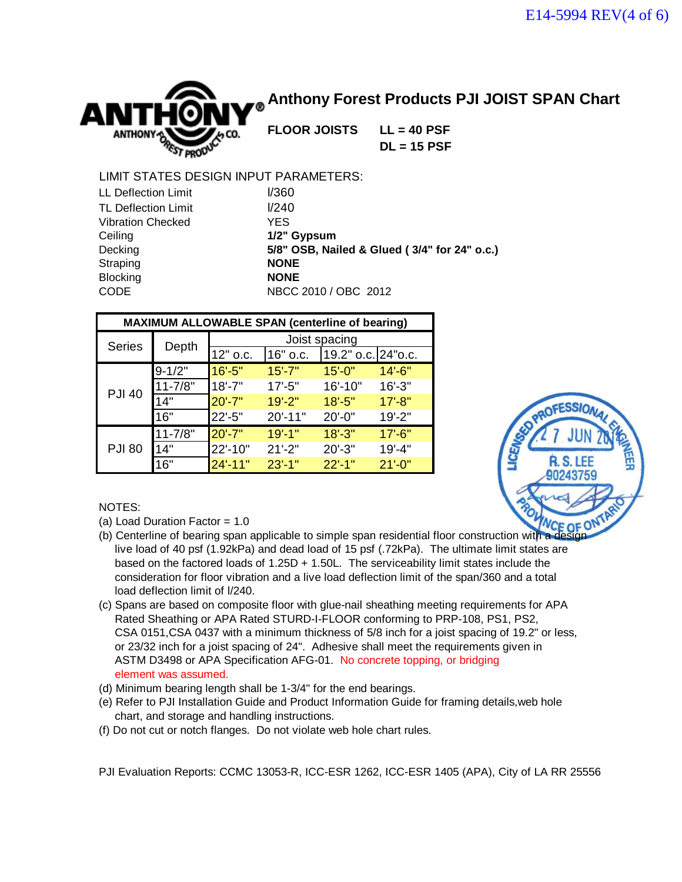# Anthony Forest Products PJI JOIST SPAN Chart

**FLOOR JOISTS** **LL = 40 PSF**
**DL = 15 PSF**

LIMIT STATES DESIGN INPUT PARAMETERS:

| | |
|---|---|
| LL Deflection Limit | l/360 |
| TL Deflection Limit | l/240 |
| Vibration Checked | YES |
| Ceiling | **1/2" Gypsum** |
| Decking | **5/8" OSB, Nailed & Glued ( 3/4" for 24" o.c.)** |
| Strapping | **NONE** |
| Blocking | **NONE** |
| CODE | NBCC 2010 / OBC 2012 |

**MAXIMUM ALLOWABLE SPAN (centerline of bearing)**

| Series | Depth | Joist spacing | | | |
|---|---|---|---|---|---|
| | | 12" o.c. | 16" o.c. | 19.2" o.c. | 24"o.c. |
| PJI 40 | 9-1/2" | 16'-5" | 15'-7" | 15'-0" | 14'-6" |
| | 11-7/8" | 18'-7" | 17'-5" | 16'-10" | 16'-3" |
| | 14" | 20'-7" | 19'-2" | 18'-5" | 17'-8" |
| | 16" | 22'-5" | 20'-11" | 20'-0" | 19'-2" |
| PJI 80 | 11-7/8" | 20'-7" | 19'-1" | 18'-3" | 17'-6" |
| | 14" | 22'-10" | 21'-2" | 20'-3" | 19'-4" |
| | 16" | 24'-11" | 23'-1" | 22'-1" | 21'-0" |

LICENSED PROFESSIONAL ENGINEER
27 JUN 20
R. S. LEE
90243759
PROVINCE OF ONTARIO

NOTES:

(a) Load Duration Factor = 1.0

(b) Centerline of bearing span applicable to simple span residential floor construction with a design live load of 40 psf (1.92kPa) and dead load of 15 psf (.72kPa). The ultimate limit states are based on the factored loads of 1.25D + 1.50L. The serviceability limit states include the consideration for floor vibration and a live load deflection limit of the span/360 and a total load deflection limit of l/240.

(c) Spans are based on composite floor with glue-nail sheathing meeting requirements for APA Rated Sheathing or APA Rated STURD-I-FLOOR conforming to PRP-108, PS1, PS2, CSA 0151,CSA 0437 with a minimum thickness of 5/8 inch for a joist spacing of 19.2" or less, or 23/32 inch for a joist spacing of 24". Adhesive shall meet the requirements given in ASTM D3498 or APA Specification AFG-01. No concrete topping, or bridging element was assumed.

(d) Minimum bearing length shall be 1-3/4" for the end bearings.

(e) Refer to PJI Installation Guide and Product Information Guide for framing details,web hole chart, and storage and handling instructions.

(f) Do not cut or notch flanges. Do not violate web hole chart rules.

PJI Evaluation Reports: CCMC 13053-R, ICC-ESR 1262, ICC-ESR 1405 (APA), City of LA RR 25556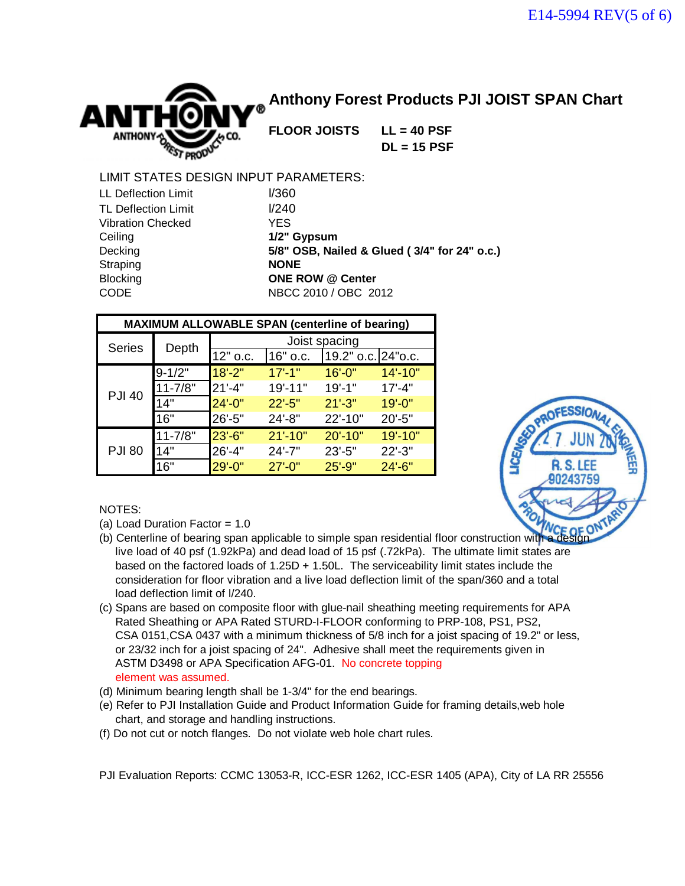# Anthony Forest Products PJI JOIST SPAN Chart

**FLOOR JOISTS** **LL = 40 PSF**
**DL = 15 PSF**

LIMIT STATES DESIGN INPUT PARAMETERS:

| | |
|---|---|
| LL Deflection Limit | l/360 |
| TL Deflection Limit | l/240 |
| Vibration Checked | YES |
| Ceiling | **1/2" Gypsum** |
| Decking | **5/8" OSB, Nailed & Glued ( 3/4" for 24" o.c.)** |
| Strapping | **NONE** |
| Blocking | **ONE ROW @ Center** |
| CODE | NBCC 2010 / OBC 2012 |

**MAXIMUM ALLOWABLE SPAN (centerline of bearing)**

| Series | Depth | Joist spacing | | | |
|---|---|---|---|---|---|
| | | 12" o.c. | 16" o.c. | 19.2" o.c. | 24"o.c. |
| PJI 40 | 9-1/2" | 18'-2" | 17'-1" | 16'-0" | 14'-10" |
| | 11-7/8" | 21'-4" | 19'-11" | 19'-1" | 17'-4" |
| | 14" | 24'-0" | 22'-5" | 21'-3" | 19'-0" |
| | 16" | 26'-5" | 24'-8" | 22'-10" | 20'-5" |
| PJI 80 | 11-7/8" | 23'-6" | 21'-10" | 20'-10" | 19'-10" |
| | 14" | 26'-4" | 24'-7" | 23'-5" | 22'-3" |
| | 16" | 29'-0" | 27'-0" | 25'-9" | 24'-6" |

NOTES:

(a) Load Duration Factor = 1.0

(b) Centerline of bearing span applicable to simple span residential floor construction with a design live load of 40 psf (1.92kPa) and dead load of 15 psf (.72kPa). The ultimate limit states are based on the factored loads of 1.25D + 1.50L. The serviceability limit states include the consideration for floor vibration and a live load deflection limit of the span/360 and a total load deflection limit of l/240.

(c) Spans are based on composite floor with glue-nail sheathing meeting requirements for APA Rated Sheathing or APA Rated STURD-I-FLOOR conforming to PRP-108, PS1, PS2, CSA 0151,CSA 0437 with a minimum thickness of 5/8 inch for a joist spacing of 19.2" or less, or 23/32 inch for a joist spacing of 24". Adhesive shall meet the requirements given in ASTM D3498 or APA Specification AFG-01. No concrete topping element was assumed.

(d) Minimum bearing length shall be 1-3/4" for the end bearings.

(e) Refer to PJI Installation Guide and Product Information Guide for framing details,web hole chart, and storage and handling instructions.

(f) Do not cut or notch flanges. Do not violate web hole chart rules.

LICENSED PROFESSIONAL ENGINEER
27 JUN 2014
R. S. LEE
90243759
PROVINCE OF ONTARIO

PJI Evaluation Reports: CCMC 13053-R, ICC-ESR 1262, ICC-ESR 1405 (APA), City of LA RR 25556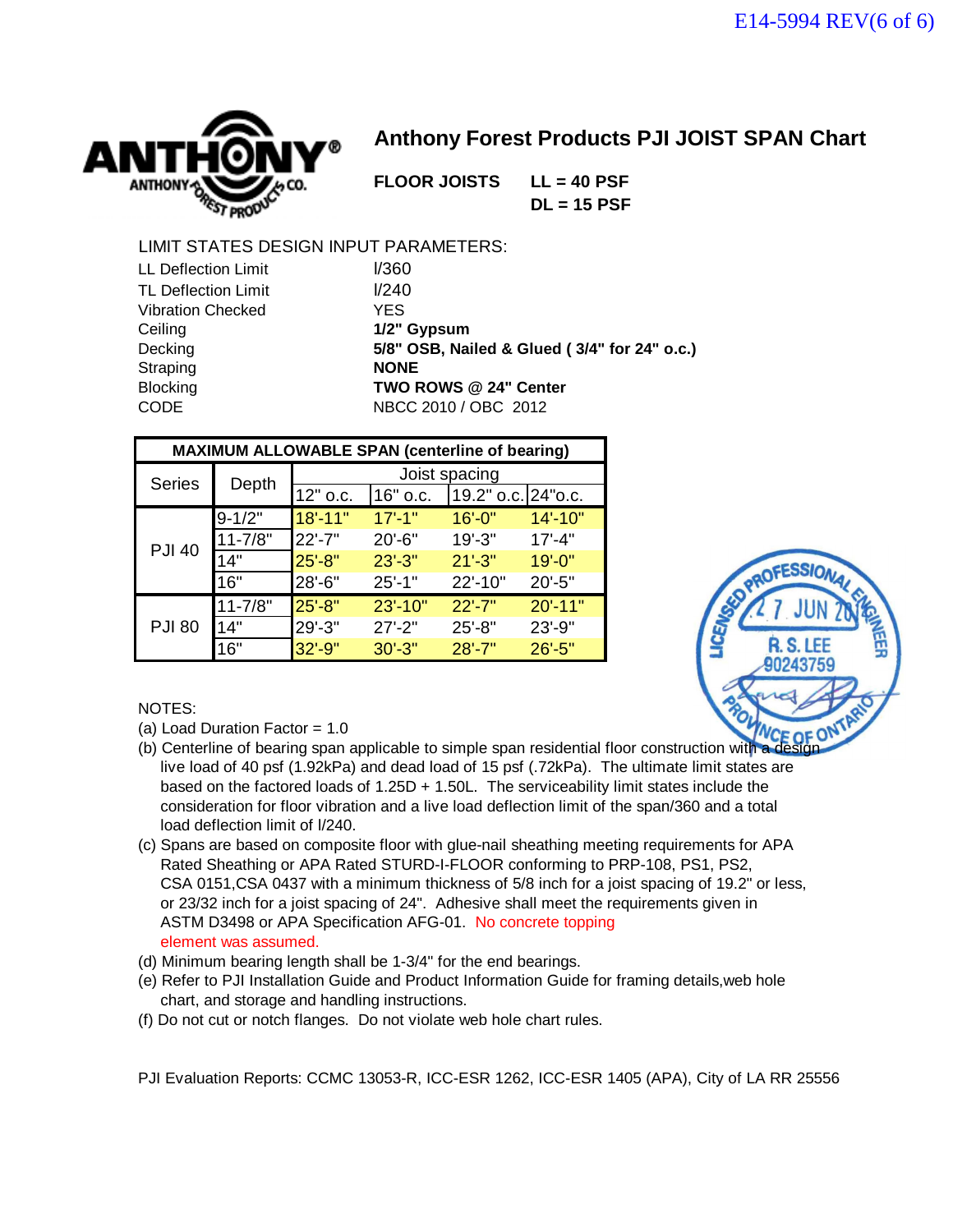## Anthony Forest Products PJI JOIST SPAN Chart

**FLOOR JOISTS** **LL = 40 PSF**
**DL = 15 PSF**

LIMIT STATES DESIGN INPUT PARAMETERS:

| | |
|---|---|
| LL Deflection Limit | l/360 |
| TL Deflection Limit | l/240 |
| Vibration Checked | YES |
| Ceiling | **1/2" Gypsum** |
| Decking | **5/8" OSB, Nailed & Glued ( 3/4" for 24" o.c.)** |
| Strapping | **NONE** |
| Blocking | **TWO ROWS @ 24" Center** |
| CODE | NBCC 2010 / OBC 2012 |

**MAXIMUM ALLOWABLE SPAN (centerline of bearing)**

| Series | Depth | Joist spacing | | | |
|---|---|---|---|---|---|
| | | 12" o.c. | 16" o.c. | 19.2" o.c. | 24"o.c. |
| PJI 40 | 9-1/2" | 18'-11" | 17'-1" | 16'-0" | 14'-10" |
| | 11-7/8" | 22'-7" | 20'-6" | 19'-3" | 17'-4" |
| | 14" | 25'-8" | 23'-3" | 21'-3" | 19'-0" |
| | 16" | 28'-6" | 25'-1" | 22'-10" | 20'-5" |
| PJI 80 | 11-7/8" | 25'-8" | 23'-10" | 22'-7" | 20'-11" |
| | 14" | 29'-3" | 27'-2" | 25'-8" | 23'-9" |
| | 16" | 32'-9" | 30'-3" | 28'-7" | 26'-5" |

LICENSED PROFESSIONAL ENGINEER
27 JUN 20..
R. S. LEE
90243759
PROVINCE OF ONTARIO

NOTES:

(a) Load Duration Factor = 1.0

(b) Centerline of bearing span applicable to simple span residential floor construction with a design live load of 40 psf (1.92kPa) and dead load of 15 psf (.72kPa). The ultimate limit states are based on the factored loads of 1.25D + 1.50L. The serviceability limit states include the consideration for floor vibration and a live load deflection limit of the span/360 and a total load deflection limit of l/240.

(c) Spans are based on composite floor with glue-nail sheathing meeting requirements for APA Rated Sheathing or APA Rated STURD-I-FLOOR conforming to PRP-108, PS1, PS2, CSA 0151,CSA 0437 with a minimum thickness of 5/8 inch for a joist spacing of 19.2" or less, or 23/32 inch for a joist spacing of 24". Adhesive shall meet the requirements given in ASTM D3498 or APA Specification AFG-01. No concrete topping element was assumed.

(d) Minimum bearing length shall be 1-3/4" for the end bearings.

(e) Refer to PJI Installation Guide and Product Information Guide for framing details,web hole chart, and storage and handling instructions.

(f) Do not cut or notch flanges. Do not violate web hole chart rules.

PJI Evaluation Reports: CCMC 13053-R, ICC-ESR 1262, ICC-ESR 1405 (APA), City of LA RR 25556